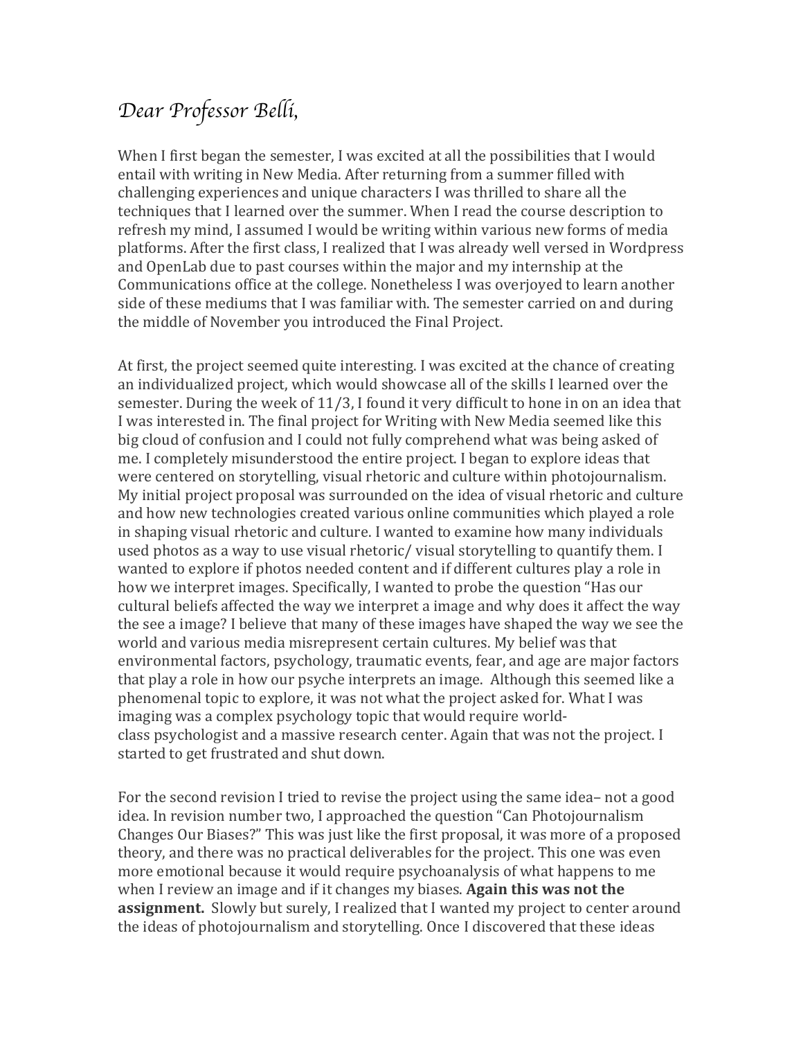*Dear Professor Belli,*

When I first began the semester, I was excited at all the possibilities that I would entail with writing in New Media. After returning from a summer filled with challenging experiences and unique characters I was thrilled to share all the techniques that I learned over the summer. When I read the course description to refresh my mind, I assumed I would be writing within various new forms of media platforms. After the first class, I realized that I was already well versed in Wordpress and OpenLab due to past courses within the major and my internship at the Communications office at the college. Nonetheless I was overjoyed to learn another side of these mediums that I was familiar with. The semester carried on and during the middle of November you introduced the Final Project.

At first, the project seemed quite interesting. I was excited at the chance of creating an individualized project, which would showcase all of the skills I learned over the semester. During the week of 11/3, I found it very difficult to hone in on an idea that I was interested in. The final project for Writing with New Media seemed like this big cloud of confusion and I could not fully comprehend what was being asked of me. I completely misunderstood the entire project. I began to explore ideas that were centered on storytelling, visual rhetoric and culture within photojournalism. My initial project proposal was surrounded on the idea of visual rhetoric and culture and how new technologies created various online communities which played a role in shaping visual rhetoric and culture. I wanted to examine how many individuals used photos as a way to use visual rhetoric/ visual storytelling to quantify them. I wanted to explore if photos needed content and if different cultures play a role in how we interpret images. Specifically, I wanted to probe the question "Has our cultural beliefs affected the way we interpret a image and why does it affect the way the see a image? I believe that many of these images have shaped the way we see the world and various media misrepresent certain cultures. My belief was that environmental factors, psychology, traumatic events, fear, and age are major factors that play a role in how our psyche interprets an image. Although this seemed like a phenomenal topic to explore, it was not what the project asked for. What I was imaging was a complex psychology topic that would require world-class psychologist and a massive research center. Again that was not the project. I started to get frustrated and shut down.

For the second revision I tried to revise the project using the same idea– not a good idea. In revision number two, I approached the question "Can Photojournalism Changes Our Biases?" This was just like the first proposal, it was more of a proposed theory, and there was no practical deliverables for the project. This one was even more emotional because it would require psychoanalysis of what happens to me when I review an image and if it changes my biases. **Again this was not the assignment.** Slowly but surely, I realized that I wanted my project to center around the ideas of photojournalism and storytelling. Once I discovered that these ideas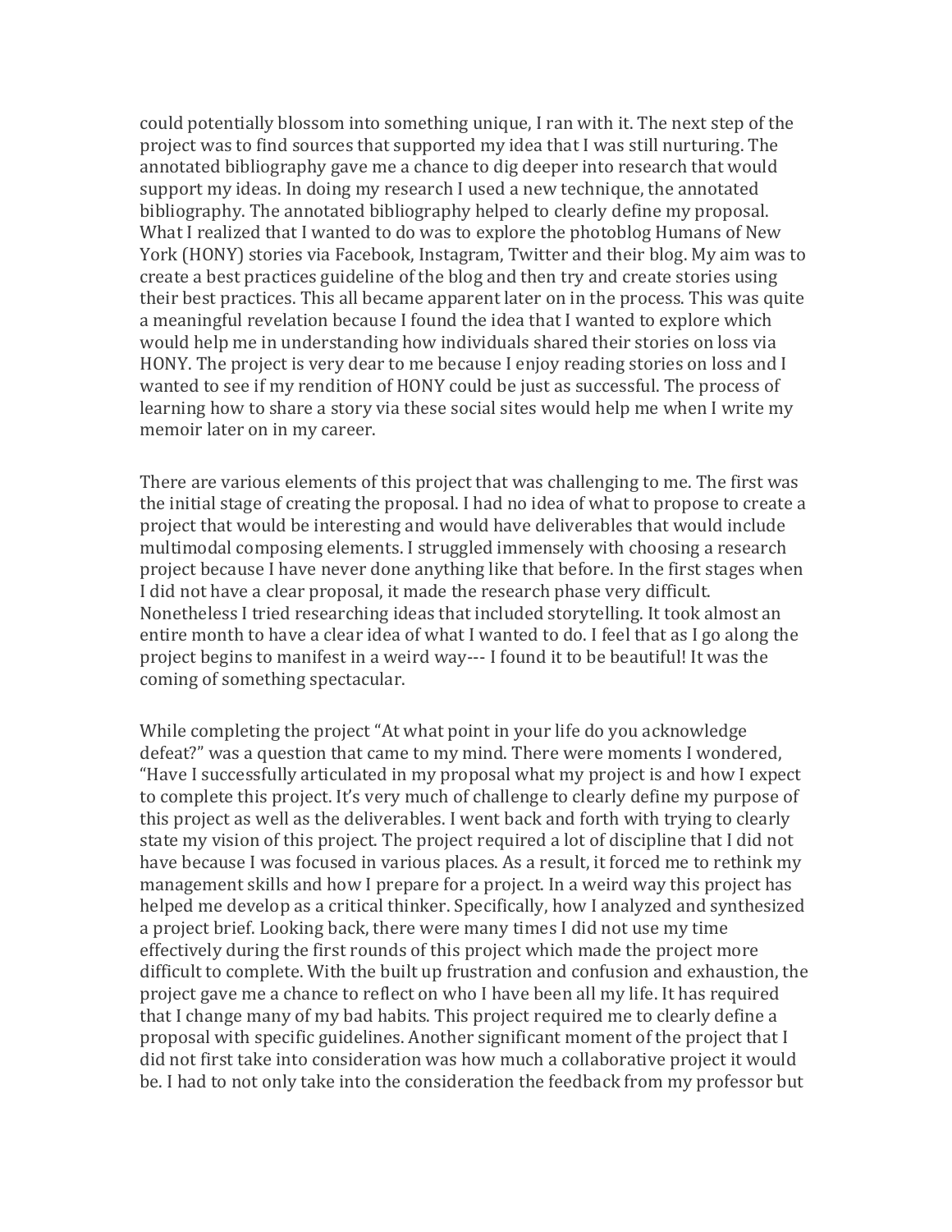could potentially blossom into something unique, I ran with it. The next step of the project was to find sources that supported my idea that I was still nurturing. The annotated bibliography gave me a chance to dig deeper into research that would support my ideas. In doing my research I used a new technique, the annotated bibliography. The annotated bibliography helped to clearly define my proposal. What I realized that I wanted to do was to explore the photoblog Humans of New York (HONY) stories via Facebook, Instagram, Twitter and their blog. My aim was to create a best practices guideline of the blog and then try and create stories using their best practices. This all became apparent later on in the process. This was quite a meaningful revelation because I found the idea that I wanted to explore which would help me in understanding how individuals shared their stories on loss via HONY. The project is very dear to me because I enjoy reading stories on loss and I wanted to see if my rendition of HONY could be just as successful. The process of learning how to share a story via these social sites would help me when I write my memoir later on in my career.

There are various elements of this project that was challenging to me. The first was the initial stage of creating the proposal. I had no idea of what to propose to create a project that would be interesting and would have deliverables that would include multimodal composing elements. I struggled immensely with choosing a research project because I have never done anything like that before. In the first stages when I did not have a clear proposal, it made the research phase very difficult. Nonetheless I tried researching ideas that included storytelling. It took almost an entire month to have a clear idea of what I wanted to do. I feel that as I go along the project begins to manifest in a weird way--- I found it to be beautiful! It was the coming of something spectacular.

While completing the project "At what point in your life do you acknowledge defeat?" was a question that came to my mind. There were moments I wondered, "Have I successfully articulated in my proposal what my project is and how I expect to complete this project. It's very much of challenge to clearly define my purpose of this project as well as the deliverables. I went back and forth with trying to clearly state my vision of this project. The project required a lot of discipline that I did not have because I was focused in various places. As a result, it forced me to rethink my management skills and how I prepare for a project. In a weird way this project has helped me develop as a critical thinker. Specifically, how I analyzed and synthesized a project brief. Looking back, there were many times I did not use my time effectively during the first rounds of this project which made the project more difficult to complete. With the built up frustration and confusion and exhaustion, the project gave me a chance to reflect on who I have been all my life. It has required that I change many of my bad habits. This project required me to clearly define a proposal with specific guidelines. Another significant moment of the project that I did not first take into consideration was how much a collaborative project it would be. I had to not only take into the consideration the feedback from my professor but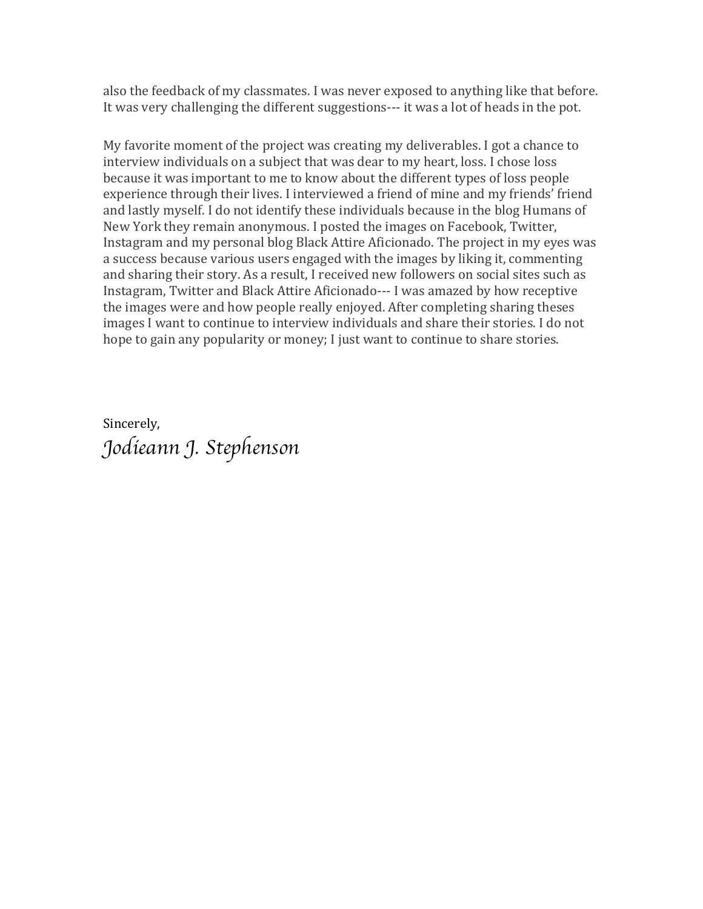also the feedback of my classmates. I was never exposed to anything like that before. It was very challenging the different suggestions--- it was a lot of heads in the pot.

My favorite moment of the project was creating my deliverables. I got a chance to interview individuals on a subject that was dear to my heart, loss. I chose loss because it was important to me to know about the different types of loss people experience through their lives. I interviewed a friend of mine and my friends' friend and lastly myself. I do not identify these individuals because in the blog Humans of New York they remain anonymous. I posted the images on Facebook, Twitter, Instagram and my personal blog Black Attire Aficionado. The project in my eyes was a success because various users engaged with the images by liking it, commenting and sharing their story. As a result, I received new followers on social sites such as Instagram, Twitter and Black Attire Aficionado--- I was amazed by how receptive the images were and how people really enjoyed. After completing sharing theses images I want to continue to interview individuals and share their stories. I do not hope to gain any popularity or money; I just want to continue to share stories.

Sincerely,

*Jodieann J. Stephenson*